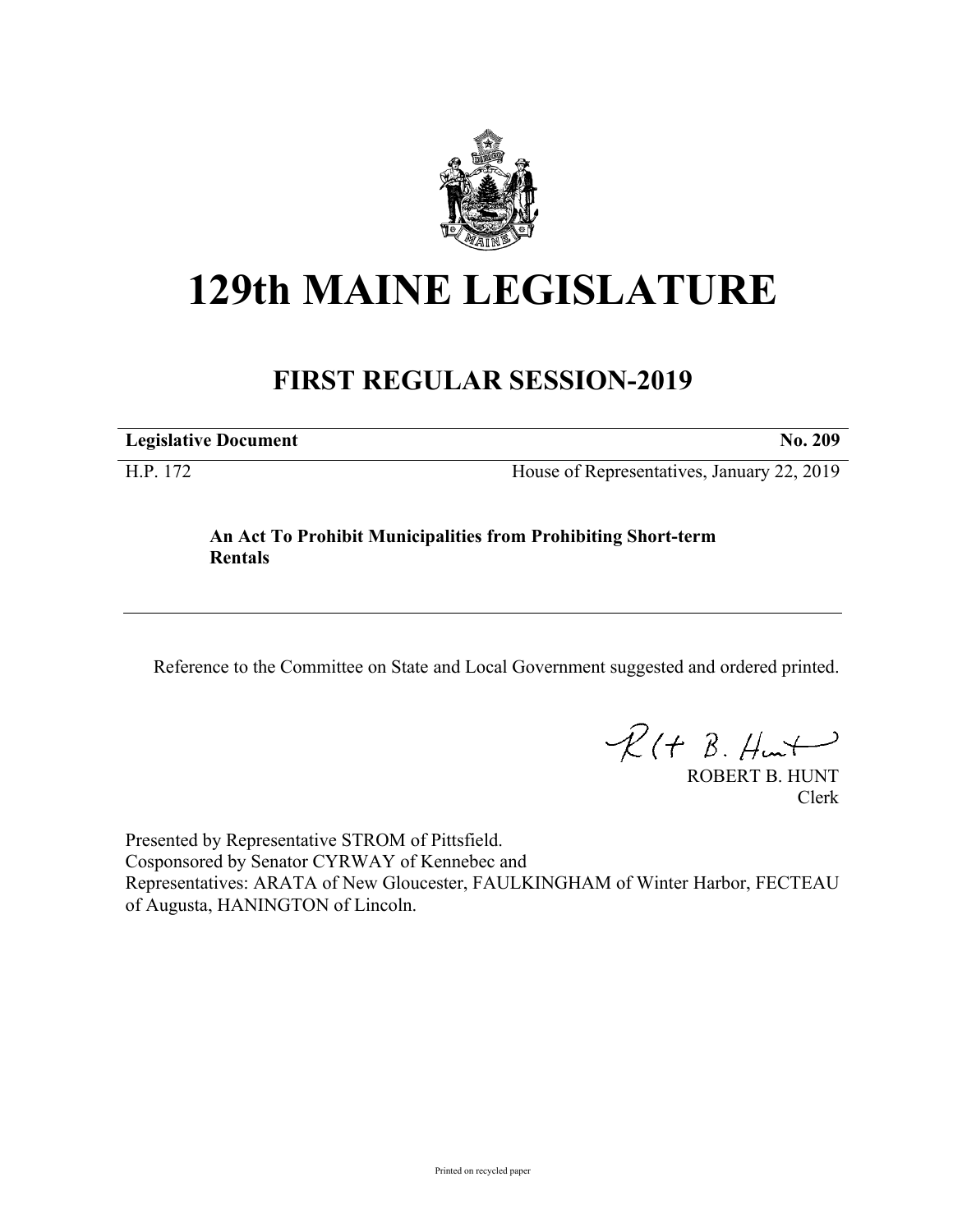# 129th MAINE LEGISLATURE

## FIRST REGULAR SESSION-2019

**Legislative Document** **No. 209**

H.P. 172 House of Representatives, January 22, 2019

**An Act To Prohibit Municipalities from Prohibiting Short-term Rentals**

Reference to the Committee on State and Local Government suggested and ordered printed.

ROBERT B. HUNT
Clerk

Presented by Representative STROM of Pittsfield.
Cosponsored by Senator CYRWAY of Kennebec and
Representatives: ARATA of New Gloucester, FAULKINGHAM of Winter Harbor, FECTEAU of Augusta, HANINGTON of Lincoln.

Printed on recycled paper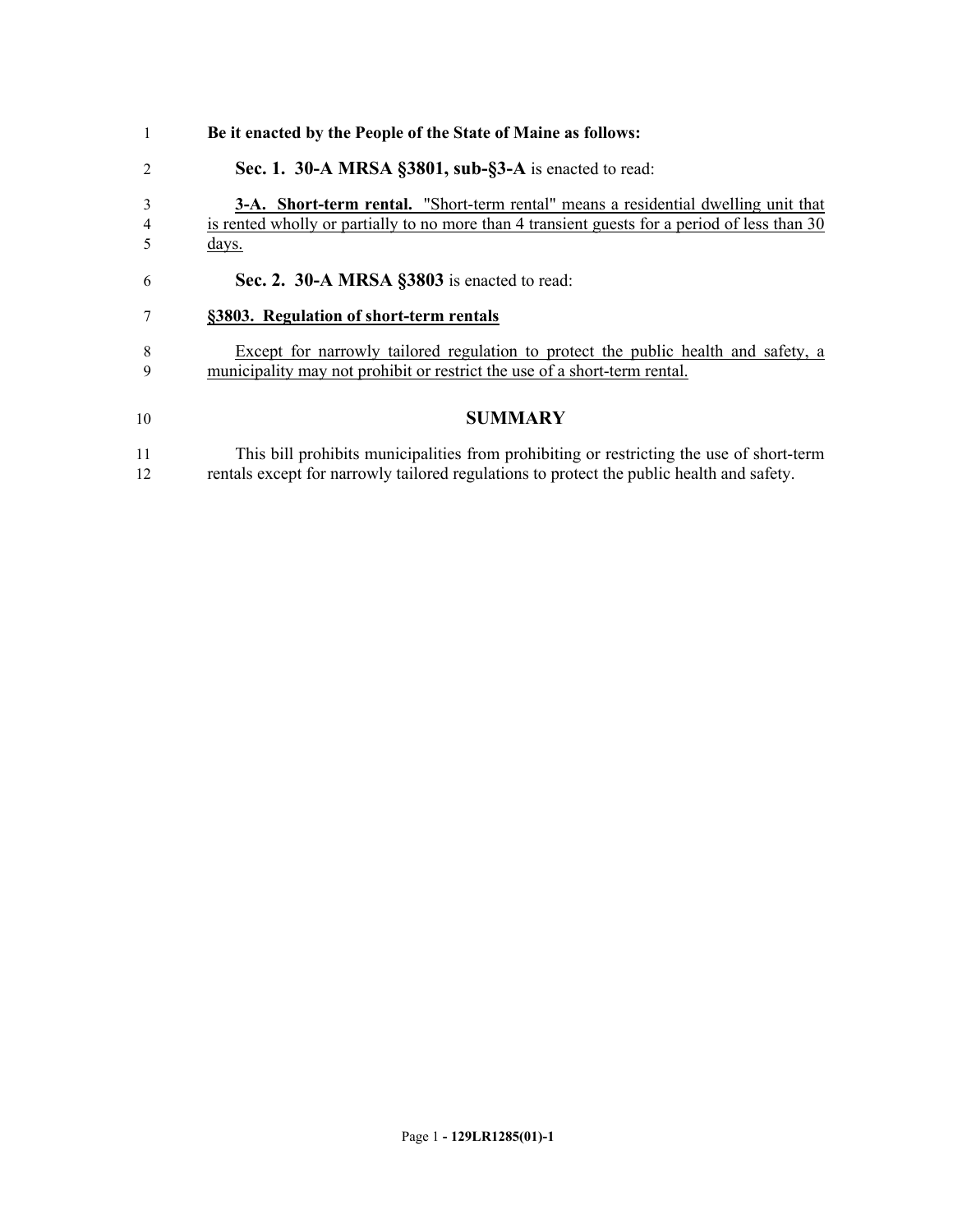**Be it enacted by the People of the State of Maine as follows:**

**Sec. 1. 30-A MRSA §3801, sub-§3-A** is enacted to read:

**3-A. Short-term rental.** "Short-term rental" means a residential dwelling unit that is rented wholly or partially to no more than 4 transient guests for a period of less than 30 days.

**Sec. 2. 30-A MRSA §3803** is enacted to read:

**§3803. Regulation of short-term rentals**

Except for narrowly tailored regulation to protect the public health and safety, a municipality may not prohibit or restrict the use of a short-term rental.

## SUMMARY

This bill prohibits municipalities from prohibiting or restricting the use of short-term rentals except for narrowly tailored regulations to protect the public health and safety.